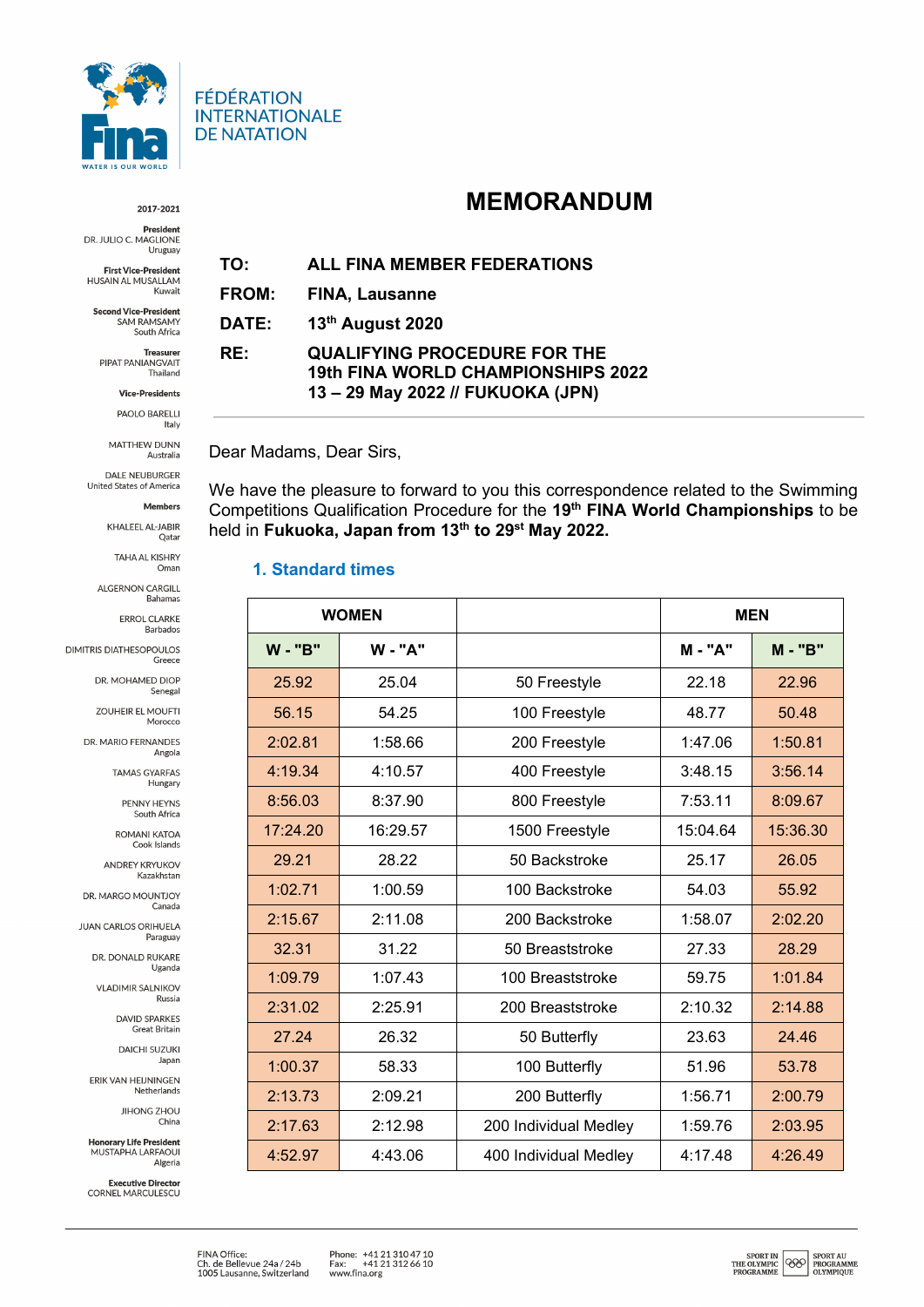FÉDÉRATION INTERNATIONALE DE NATATION

2017-2021

**President**
DR. JULIO C. MAGLIONE
Uruguay

**First Vice-President**
HUSAIN AL MUSALLAM
Kuwait

**Second Vice-President**
SAM RAMSAMY
South Africa

**Treasurer**
PIPAT PANIANGVAIT
Thailand

**Vice-Presidents**

PAOLO BARELLI
Italy

MATTHEW DUNN
Australia

DALE NEUBURGER
United States of America

**Members**

KHALEEL AL-JABIR
Qatar

TAHA AL KISHRY
Oman

ALGERNON CARGILL
Bahamas

ERROL CLARKE
Barbados

DIMITRIS DIATHESOPOULOS
Greece

DR. MOHAMED DIOP
Senegal

ZOUHEIR EL MOUFTI
Morocco

DR. MARIO FERNANDES
Angola

TAMAS GYARFAS
Hungary

PENNY HEYNS
South Africa

ROMANI KATOA
Cook Islands

ANDREY KRYUKOV
Kazakhstan

DR. MARGO MOUNTJOY
Canada

JUAN CARLOS ORIHUELA
Paraguay

DR. DONALD RUKARE
Uganda

VLADIMIR SALNIKOV
Russia

DAVID SPARKES
Great Britain

DAICHI SUZUKI
Japan

ERIK VAN HEIJNINGEN
Netherlands

JIHONG ZHOU
China

**Honorary Life President**
MUSTAPHA LARFAOUI
Algeria

**Executive Director**
CORNEL MARCULESCU

# MEMORANDUM

**TO:** ALL FINA MEMBER FEDERATIONS

**FROM:** FINA, Lausanne

**DATE:** 13th August 2020

**RE:** QUALIFYING PROCEDURE FOR THE 19th FINA WORLD CHAMPIONSHIPS 2022 13 – 29 May 2022 // FUKUOKA (JPN)

Dear Madams, Dear Sirs,

We have the pleasure to forward to you this correspondence related to the Swimming Competitions Qualification Procedure for the **19th FINA World Championships** to be held in **Fukuoka, Japan from 13th to 29st May 2022.**

## 1. Standard times

| WOMEN | | | MEN | |
|---|---|---|---|---|
| **W - "B"** | **W - "A"** | | **M - "A"** | **M - "B"** |
| 25.92 | 25.04 | 50 Freestyle | 22.18 | 22.96 |
| 56.15 | 54.25 | 100 Freestyle | 48.77 | 50.48 |
| 2:02.81 | 1:58.66 | 200 Freestyle | 1:47.06 | 1:50.81 |
| 4:19.34 | 4:10.57 | 400 Freestyle | 3:48.15 | 3:56.14 |
| 8:56.03 | 8:37.90 | 800 Freestyle | 7:53.11 | 8:09.67 |
| 17:24.20 | 16:29.57 | 1500 Freestyle | 15:04.64 | 15:36.30 |
| 29.21 | 28.22 | 50 Backstroke | 25.17 | 26.05 |
| 1:02.71 | 1:00.59 | 100 Backstroke | 54.03 | 55.92 |
| 2:15.67 | 2:11.08 | 200 Backstroke | 1:58.07 | 2:02.20 |
| 32.31 | 31.22 | 50 Breaststroke | 27.33 | 28.29 |
| 1:09.79 | 1:07.43 | 100 Breaststroke | 59.75 | 1:01.84 |
| 2:31.02 | 2:25.91 | 200 Breaststroke | 2:10.32 | 2:14.88 |
| 27.24 | 26.32 | 50 Butterfly | 23.63 | 24.46 |
| 1:00.37 | 58.33 | 100 Butterfly | 51.96 | 53.78 |
| 2:13.73 | 2:09.21 | 200 Butterfly | 1:56.71 | 2:00.79 |
| 2:17.63 | 2:12.98 | 200 Individual Medley | 1:59.76 | 2:03.95 |
| 4:52.97 | 4:43.06 | 400 Individual Medley | 4:17.48 | 4:26.49 |

FINA Office:
Ch. de Bellevue 24a / 24b
1005 Lausanne, Switzerland

Phone: +41 21 310 47 10
Fax: +41 21 312 66 10
www.fina.org

SPORT IN THE OLYMPIC PROGRAMME | SPORT AU PROGRAMME OLYMPIQUE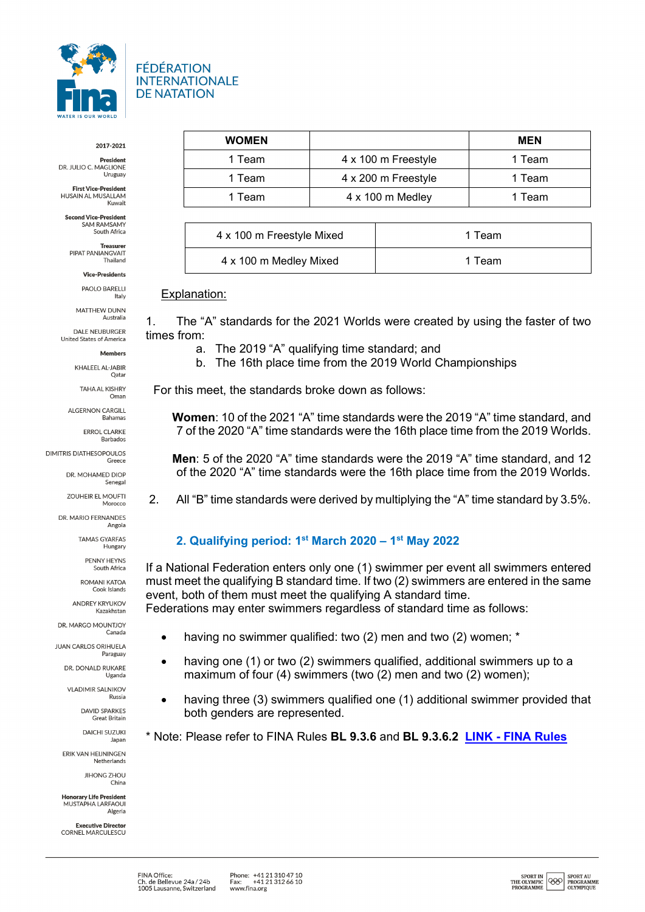| WOMEN | | MEN |
|---|---|---|
| 1 Team | 4 x 100 m Freestyle | 1 Team |
| 1 Team | 4 x 200 m Freestyle | 1 Team |
| 1 Team | 4 x 100 m Medley | 1 Team |

| | |
|---|---|
| 4 x 100 m Freestyle Mixed | 1 Team |
| 4 x 100 m Medley Mixed | 1 Team |

Explanation:

1. The "A" standards for the 2021 Worlds were created by using the faster of two times from:
   a. The 2019 "A" qualifying time standard; and
   b. The 16th place time from the 2019 World Championships

For this meet, the standards broke down as follows:

**Women**: 10 of the 2021 "A" time standards were the 2019 "A" time standard, and 7 of the 2020 "A" time standards were the 16th place time from the 2019 Worlds.

**Men**: 5 of the 2020 "A" time standards were the 2019 "A" time standard, and 12 of the 2020 "A" time standards were the 16th place time from the 2019 Worlds.

2. All "B" time standards were derived by multiplying the "A" time standard by 3.5%.

## 2. Qualifying period: 1st March 2020 – 1st May 2022

If a National Federation enters only one (1) swimmer per event all swimmers entered must meet the qualifying B standard time. If two (2) swimmers are entered in the same event, both of them must meet the qualifying A standard time.
Federations may enter swimmers regardless of standard time as follows:

- having no swimmer qualified: two (2) men and two (2) women; *
- having one (1) or two (2) swimmers qualified, additional swimmers up to a maximum of four (4) swimmers (two (2) men and two (2) women);
- having three (3) swimmers qualified one (1) additional swimmer provided that both genders are represented.

* Note: Please refer to FINA Rules **BL 9.3.6** and **BL 9.3.6.2** **LINK - FINA Rules**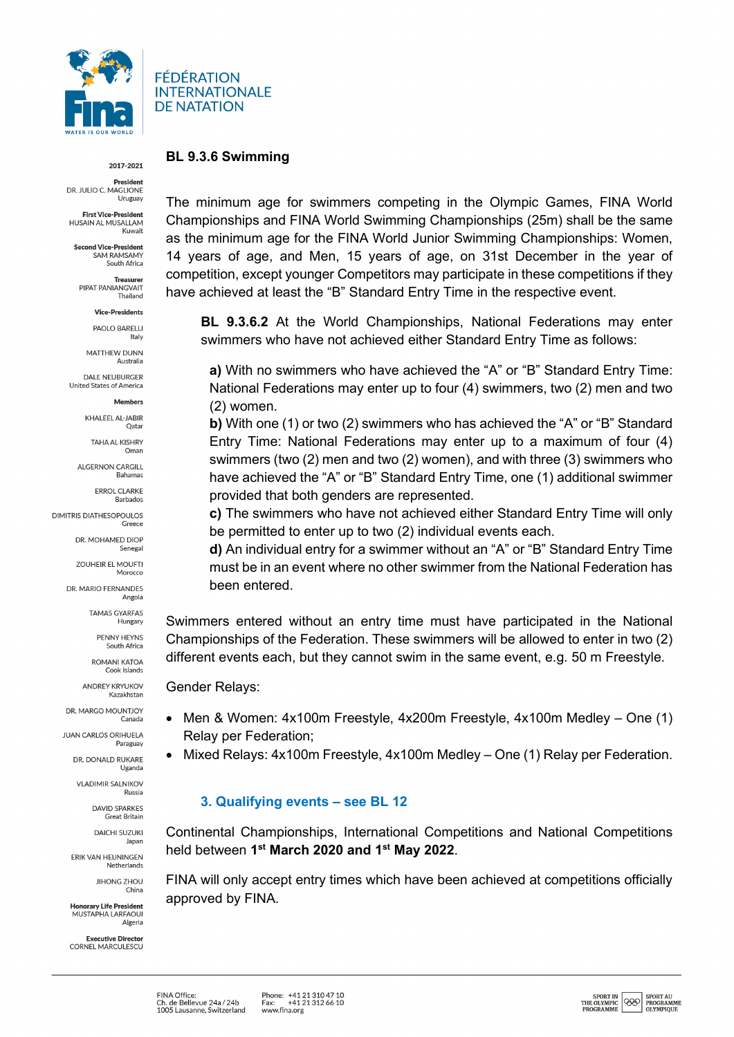## BL 9.3.6 Swimming

The minimum age for swimmers competing in the Olympic Games, FINA World Championships and FINA World Swimming Championships (25m) shall be the same as the minimum age for the FINA World Junior Swimming Championships: Women, 14 years of age, and Men, 15 years of age, on 31st December in the year of competition, except younger Competitors may participate in these competitions if they have achieved at least the "B" Standard Entry Time in the respective event.

**BL 9.3.6.2** At the World Championships, National Federations may enter swimmers who have not achieved either Standard Entry Time as follows:

**a)** With no swimmers who have achieved the "A" or "B" Standard Entry Time: National Federations may enter up to four (4) swimmers, two (2) men and two (2) women.
**b)** With one (1) or two (2) swimmers who has achieved the "A" or "B" Standard Entry Time: National Federations may enter up to a maximum of four (4) swimmers (two (2) men and two (2) women), and with three (3) swimmers who have achieved the "A" or "B" Standard Entry Time, one (1) additional swimmer provided that both genders are represented.
**c)** The swimmers who have not achieved either Standard Entry Time will only be permitted to enter up to two (2) individual events each.
**d)** An individual entry for a swimmer without an "A" or "B" Standard Entry Time must be in an event where no other swimmer from the National Federation has been entered.

Swimmers entered without an entry time must have participated in the National Championships of the Federation. These swimmers will be allowed to enter in two (2) different events each, but they cannot swim in the same event, e.g. 50 m Freestyle.

Gender Relays:

- Men & Women: 4x100m Freestyle, 4x200m Freestyle, 4x100m Medley – One (1) Relay per Federation;
- Mixed Relays: 4x100m Freestyle, 4x100m Medley – One (1) Relay per Federation.

### 3. Qualifying events – see BL 12

Continental Championships, International Competitions and National Competitions held between **1st March 2020 and 1st May 2022**.

FINA will only accept entry times which have been achieved at competitions officially approved by FINA.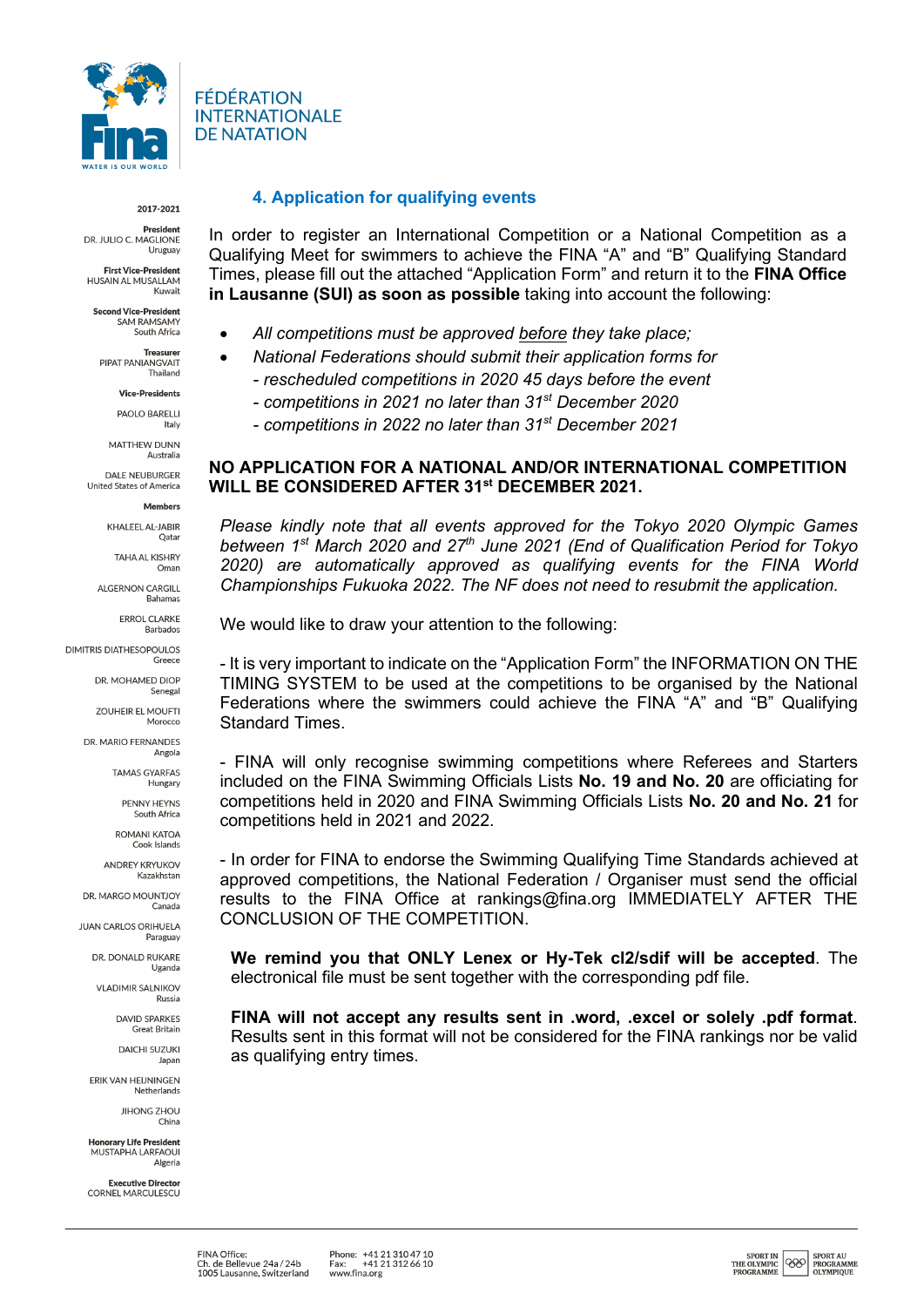## 4. Application for qualifying events

In order to register an International Competition or a National Competition as a Qualifying Meet for swimmers to achieve the FINA "A" and "B" Qualifying Standard Times, please fill out the attached "Application Form" and return it to the **FINA Office in Lausanne (SUI) as soon as possible** taking into account the following:

- *All competitions must be approved before they take place;*
- *National Federations should submit their application forms for*
  - *- rescheduled competitions in 2020 45 days before the event*
  - *- competitions in 2021 no later than 31st December 2020*
  - *- competitions in 2022 no later than 31st December 2021*

**NO APPLICATION FOR A NATIONAL AND/OR INTERNATIONAL COMPETITION WILL BE CONSIDERED AFTER 31st DECEMBER 2021.**

*Please kindly note that all events approved for the Tokyo 2020 Olympic Games between 1st March 2020 and 27th June 2021 (End of Qualification Period for Tokyo 2020) are automatically approved as qualifying events for the FINA World Championships Fukuoka 2022. The NF does not need to resubmit the application.*

We would like to draw your attention to the following:

- It is very important to indicate on the "Application Form" the INFORMATION ON THE TIMING SYSTEM to be used at the competitions to be organised by the National Federations where the swimmers could achieve the FINA "A" and "B" Qualifying Standard Times.

- FINA will only recognise swimming competitions where Referees and Starters included on the FINA Swimming Officials Lists **No. 19 and No. 20** are officiating for competitions held in 2020 and FINA Swimming Officials Lists **No. 20 and No. 21** for competitions held in 2021 and 2022.

- In order for FINA to endorse the Swimming Qualifying Time Standards achieved at approved competitions, the National Federation / Organiser must send the official results to the FINA Office at rankings@fina.org IMMEDIATELY AFTER THE CONCLUSION OF THE COMPETITION.

**We remind you that ONLY Lenex or Hy-Tek cl2/sdif will be accepted**. The electronical file must be sent together with the corresponding pdf file.

**FINA will not accept any results sent in .word, .excel or solely .pdf format**. Results sent in this format will not be considered for the FINA rankings nor be valid as qualifying entry times.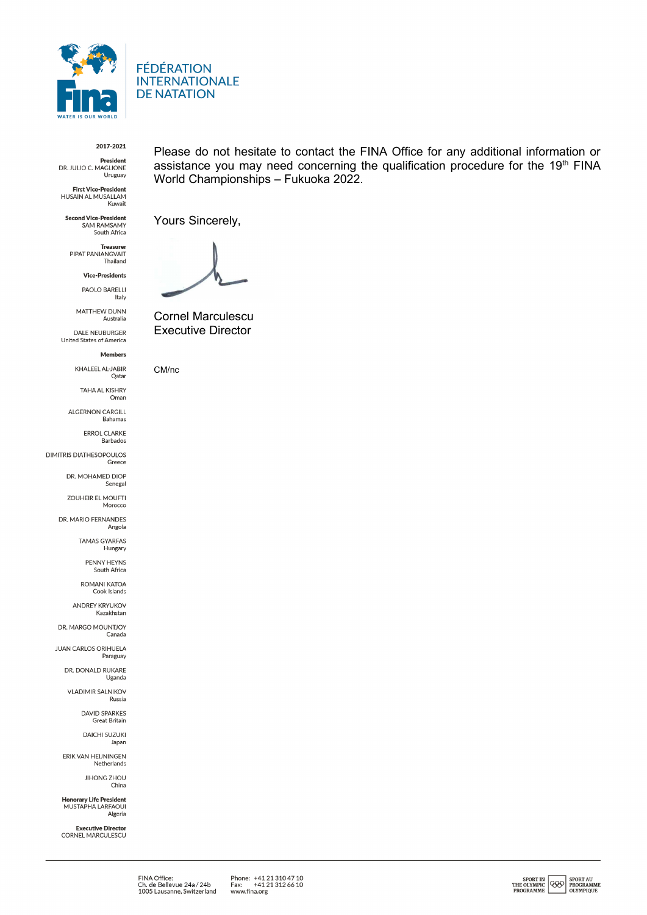FÉDÉRATION INTERNATIONALE DE NATATION

**2017-2021**

**President**
DR. JULIO C. MAGLIONE
Uruguay

**First Vice-President**
HUSAIN AL MUSALLAM
Kuwait

**Second Vice-President**
SAM RAMSAMY
South Africa

**Treasurer**
PIPAT PANIANGVAIT
Thailand

**Vice-Presidents**

PAOLO BARELLI
Italy

MATTHEW DUNN
Australia

DALE NEUBURGER
United States of America

**Members**

KHALEEL AL-JABIR
Qatar

TAHA AL KISHRY
Oman

ALGERNON CARGILL
Bahamas

ERROL CLARKE
Barbados

DIMITRIS DIATHESOPOULOS
Greece

DR. MOHAMED DIOP
Senegal

ZOUHEIR EL MOUFTI
Morocco

DR. MARIO FERNANDES
Angola

TAMAS GYARFAS
Hungary

PENNY HEYNS
South Africa

ROMANI KATOA
Cook Islands

ANDREY KRYUKOV
Kazakhstan

DR. MARGO MOUNTJOY
Canada

JUAN CARLOS ORIHUELA
Paraguay

DR. DONALD RUKARE
Uganda

VLADIMIR SALNIKOV
Russia

DAVID SPARKES
Great Britain

DAICHI SUZUKI
Japan

ERIK VAN HEIJNINGEN
Netherlands

JIHONG ZHOU
China

**Honorary Life President**
MUSTAPHA LARFAOUI
Algeria

**Executive Director**
CORNEL MARCULESCU

Please do not hesitate to contact the FINA Office for any additional information or assistance you may need concerning the qualification procedure for the 19th FINA World Championships – Fukuoka 2022.

Yours Sincerely,

Cornel Marculescu
Executive Director

CM/nc

FINA Office:
Ch. de Bellevue 24a / 24b
1005 Lausanne, Switzerland

Phone: +41 21 310 47 10
Fax: +41 21 312 66 10
www.fina.org